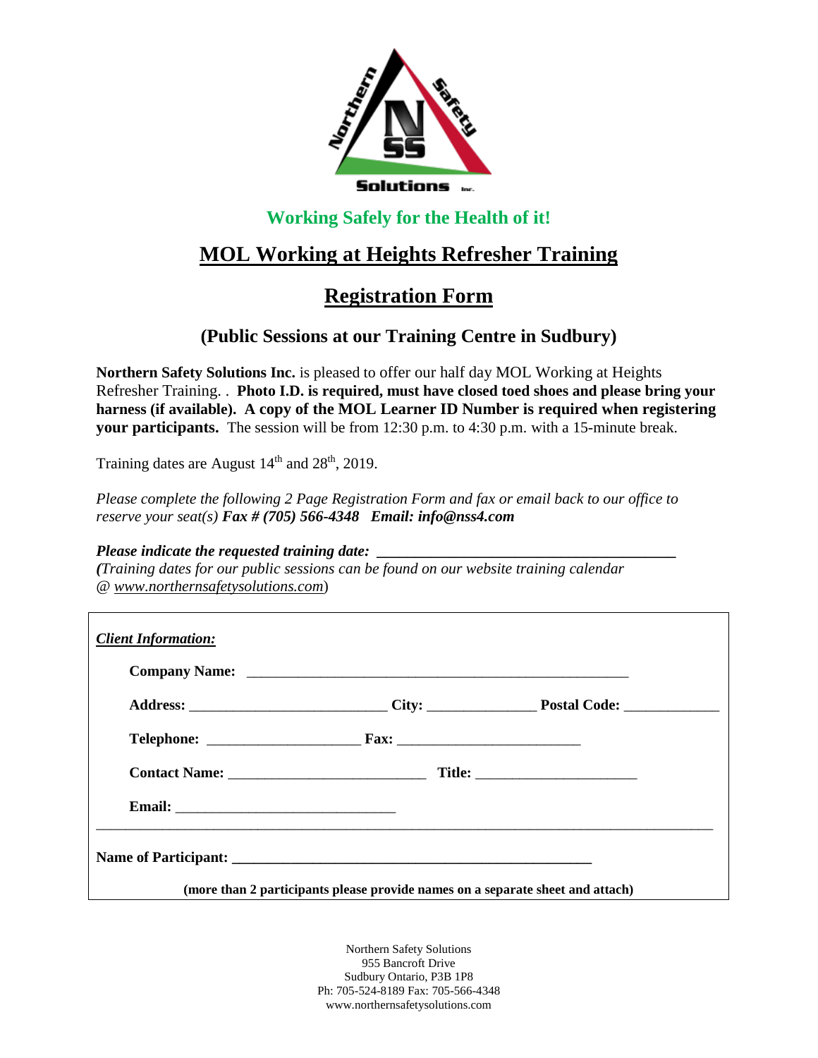Northern Safety Solutions Inc.

**Working Safely for the Health of it!**

# MOL Working at Heights Refresher Training

## Registration Form

### (Public Sessions at our Training Centre in Sudbury)

**Northern Safety Solutions Inc.** is pleased to offer our half day MOL Working at Heights Refresher Training. . **Photo I.D. is required, must have closed toed shoes and please bring your harness (if available). A copy of the MOL Learner ID Number is required when registering your participants.** The session will be from 12:30 p.m. to 4:30 p.m. with a 15-minute break.

Training dates are August 14th and 28th, 2019.

*Please complete the following 2 Page Registration Form and fax or email back to our office to reserve your seat(s)* ***Fax # (705) 566-4348 Email: info@nss4.com***

***Please indicate the requested training date:*** **\_\_\_\_\_\_\_\_\_\_\_\_\_\_\_\_\_\_\_\_\_\_\_\_\_\_\_\_\_\_\_\_\_\_\_\_\_\_**
***(****Training dates for our public sessions can be found on our website training calendar @ www.northernsafetysolutions.com*)

***Client Information:***

**Company Name:** \_\_\_\_\_\_\_\_\_\_\_\_\_\_\_\_\_\_\_\_\_\_\_\_\_\_\_\_\_\_\_\_\_\_\_\_\_\_\_\_\_\_\_\_\_\_\_\_\_\_

**Address:** \_\_\_\_\_\_\_\_\_\_\_\_\_\_\_\_\_\_\_\_\_\_\_\_\_\_ **City:** \_\_\_\_\_\_\_\_\_\_\_\_\_\_ **Postal Code:** \_\_\_\_\_\_\_\_\_\_\_\_

**Telephone:** \_\_\_\_\_\_\_\_\_\_\_\_\_\_\_\_\_\_\_\_ **Fax:** \_\_\_\_\_\_\_\_\_\_\_\_\_\_\_\_\_\_\_\_\_\_\_\_

**Contact Name:** \_\_\_\_\_\_\_\_\_\_\_\_\_\_\_\_\_\_\_\_\_\_\_\_\_\_ **Title:** \_\_\_\_\_\_\_\_\_\_\_\_\_\_\_\_\_\_\_\_\_

**Email:** \_\_\_\_\_\_\_\_\_\_\_\_\_\_\_\_\_\_\_\_\_\_\_\_\_\_\_\_\_\_

---

**Name of Participant:** **\_\_\_\_\_\_\_\_\_\_\_\_\_\_\_\_\_\_\_\_\_\_\_\_\_\_\_\_\_\_\_\_\_\_\_\_\_\_\_\_\_\_\_\_\_\_\_\_**

**(more than 2 participants please provide names on a separate sheet and attach)**

Northern Safety Solutions
955 Bancroft Drive
Sudbury Ontario, P3B 1P8
Ph: 705-524-8189 Fax: 705-566-4348
www.northernsafetysolutions.com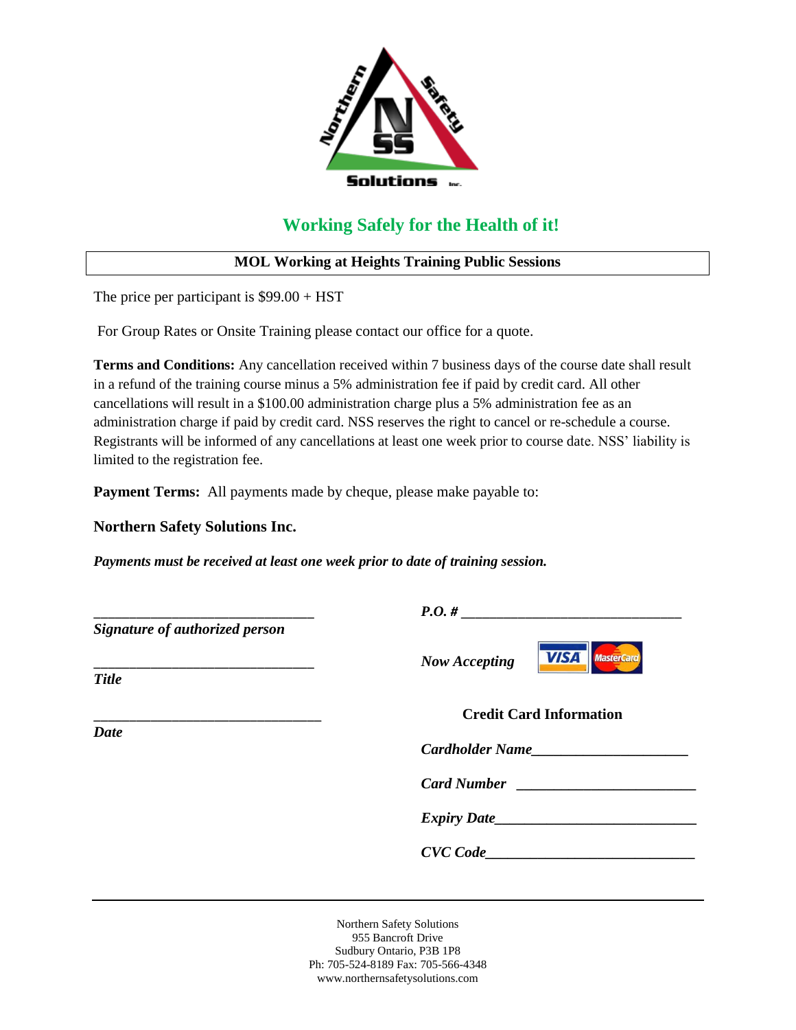Northern Safety Solutions Inc.

## Working Safely for the Health of it!

**MOL Working at Heights Training Public Sessions**

The price per participant is $99.00 + HST

For Group Rates or Onsite Training please contact our office for a quote.

**Terms and Conditions:** Any cancellation received within 7 business days of the course date shall result in a refund of the training course minus a 5% administration fee if paid by credit card. All other cancellations will result in a $100.00 administration charge plus a 5% administration fee as an administration charge if paid by credit card. NSS reserves the right to cancel or re-schedule a course. Registrants will be informed of any cancellations at least one week prior to course date. NSS' liability is limited to the registration fee.

**Payment Terms:** All payments made by cheque, please make payable to:

**Northern Safety Solutions Inc.**

***Payments must be received at least one week prior to date of training session.***

______________________________
***Signature of authorized person***

______________________________
***Title***

______________________________
***Date***

***P.O. #*** ______________________________

***Now Accepting*** VISA MasterCard

**Credit Card Information**

***Cardholder Name***_____________________

***Card Number*** ________________________

***Expiry Date***___________________________

***CVC Code***____________________________

Northern Safety Solutions
955 Bancroft Drive
Sudbury Ontario, P3B 1P8
Ph: 705-524-8189 Fax: 705-566-4348
www.northernsafetysolutions.com